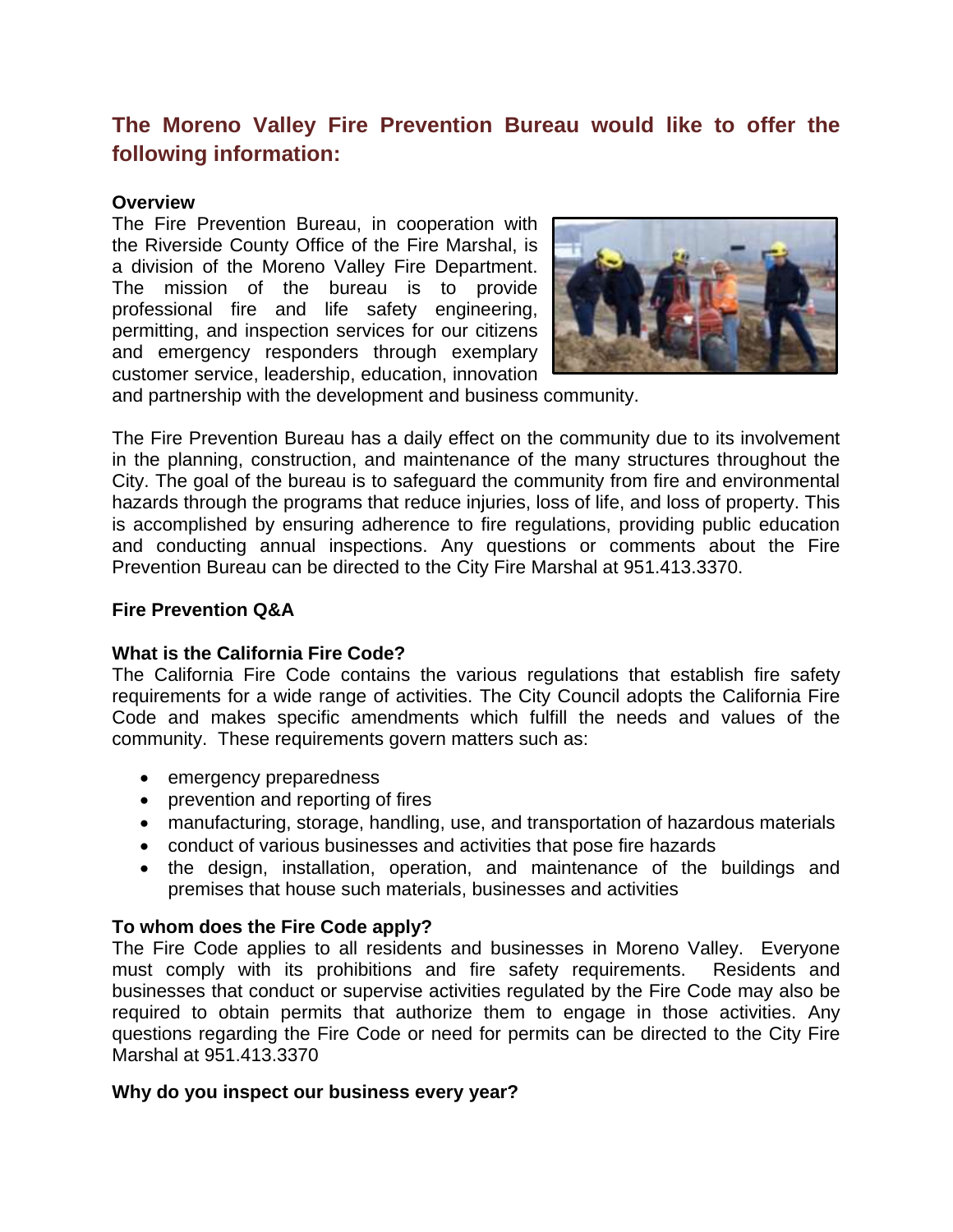## The Moreno Valley Fire Prevention Bureau would like to offer the following information:

**Overview**

The Fire Prevention Bureau, in cooperation with the Riverside County Office of the Fire Marshal, is a division of the Moreno Valley Fire Department. The mission of the bureau is to provide professional fire and life safety engineering, permitting, and inspection services for our citizens and emergency responders through exemplary customer service, leadership, education, innovation and partnership with the development and business community.

The Fire Prevention Bureau has a daily effect on the community due to its involvement in the planning, construction, and maintenance of the many structures throughout the City. The goal of the bureau is to safeguard the community from fire and environmental hazards through the programs that reduce injuries, loss of life, and loss of property. This is accomplished by ensuring adherence to fire regulations, providing public education and conducting annual inspections. Any questions or comments about the Fire Prevention Bureau can be directed to the City Fire Marshal at 951.413.3370.

**Fire Prevention Q&A**

**What is the California Fire Code?**

The California Fire Code contains the various regulations that establish fire safety requirements for a wide range of activities. The City Council adopts the California Fire Code and makes specific amendments which fulfill the needs and values of the community. These requirements govern matters such as:

- emergency preparedness
- prevention and reporting of fires
- manufacturing, storage, handling, use, and transportation of hazardous materials
- conduct of various businesses and activities that pose fire hazards
- the design, installation, operation, and maintenance of the buildings and premises that house such materials, businesses and activities

**To whom does the Fire Code apply?**

The Fire Code applies to all residents and businesses in Moreno Valley. Everyone must comply with its prohibitions and fire safety requirements. Residents and businesses that conduct or supervise activities regulated by the Fire Code may also be required to obtain permits that authorize them to engage in those activities. Any questions regarding the Fire Code or need for permits can be directed to the City Fire Marshal at 951.413.3370

**Why do you inspect our business every year?**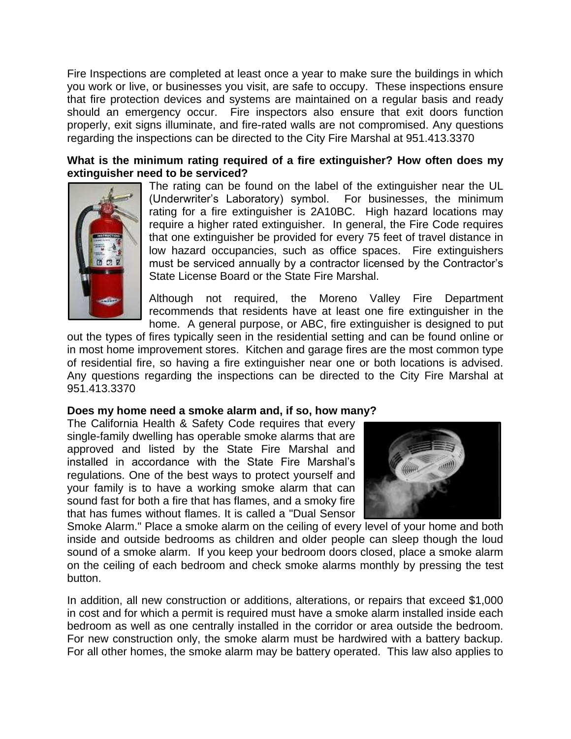Fire Inspections are completed at least once a year to make sure the buildings in which you work or live, or businesses you visit, are safe to occupy. These inspections ensure that fire protection devices and systems are maintained on a regular basis and ready should an emergency occur. Fire inspectors also ensure that exit doors function properly, exit signs illuminate, and fire-rated walls are not compromised. Any questions regarding the inspections can be directed to the City Fire Marshal at 951.413.3370

**What is the minimum rating required of a fire extinguisher? How often does my extinguisher need to be serviced?**

The rating can be found on the label of the extinguisher near the UL (Underwriter's Laboratory) symbol. For businesses, the minimum rating for a fire extinguisher is 2A10BC. High hazard locations may require a higher rated extinguisher. In general, the Fire Code requires that one extinguisher be provided for every 75 feet of travel distance in low hazard occupancies, such as office spaces. Fire extinguishers must be serviced annually by a contractor licensed by the Contractor's State License Board or the State Fire Marshal.

Although not required, the Moreno Valley Fire Department recommends that residents have at least one fire extinguisher in the home. A general purpose, or ABC, fire extinguisher is designed to put out the types of fires typically seen in the residential setting and can be found online or in most home improvement stores. Kitchen and garage fires are the most common type of residential fire, so having a fire extinguisher near one or both locations is advised. Any questions regarding the inspections can be directed to the City Fire Marshal at 951.413.3370

**Does my home need a smoke alarm and, if so, how many?**

The California Health & Safety Code requires that every single-family dwelling has operable smoke alarms that are approved and listed by the State Fire Marshal and installed in accordance with the State Fire Marshal's regulations. One of the best ways to protect yourself and your family is to have a working smoke alarm that can sound fast for both a fire that has flames, and a smoky fire that has fumes without flames. It is called a "Dual Sensor Smoke Alarm." Place a smoke alarm on the ceiling of every level of your home and both inside and outside bedrooms as children and older people can sleep though the loud sound of a smoke alarm. If you keep your bedroom doors closed, place a smoke alarm on the ceiling of each bedroom and check smoke alarms monthly by pressing the test button.

In addition, all new construction or additions, alterations, or repairs that exceed $1,000 in cost and for which a permit is required must have a smoke alarm installed inside each bedroom as well as one centrally installed in the corridor or area outside the bedroom. For new construction only, the smoke alarm must be hardwired with a battery backup. For all other homes, the smoke alarm may be battery operated. This law also applies to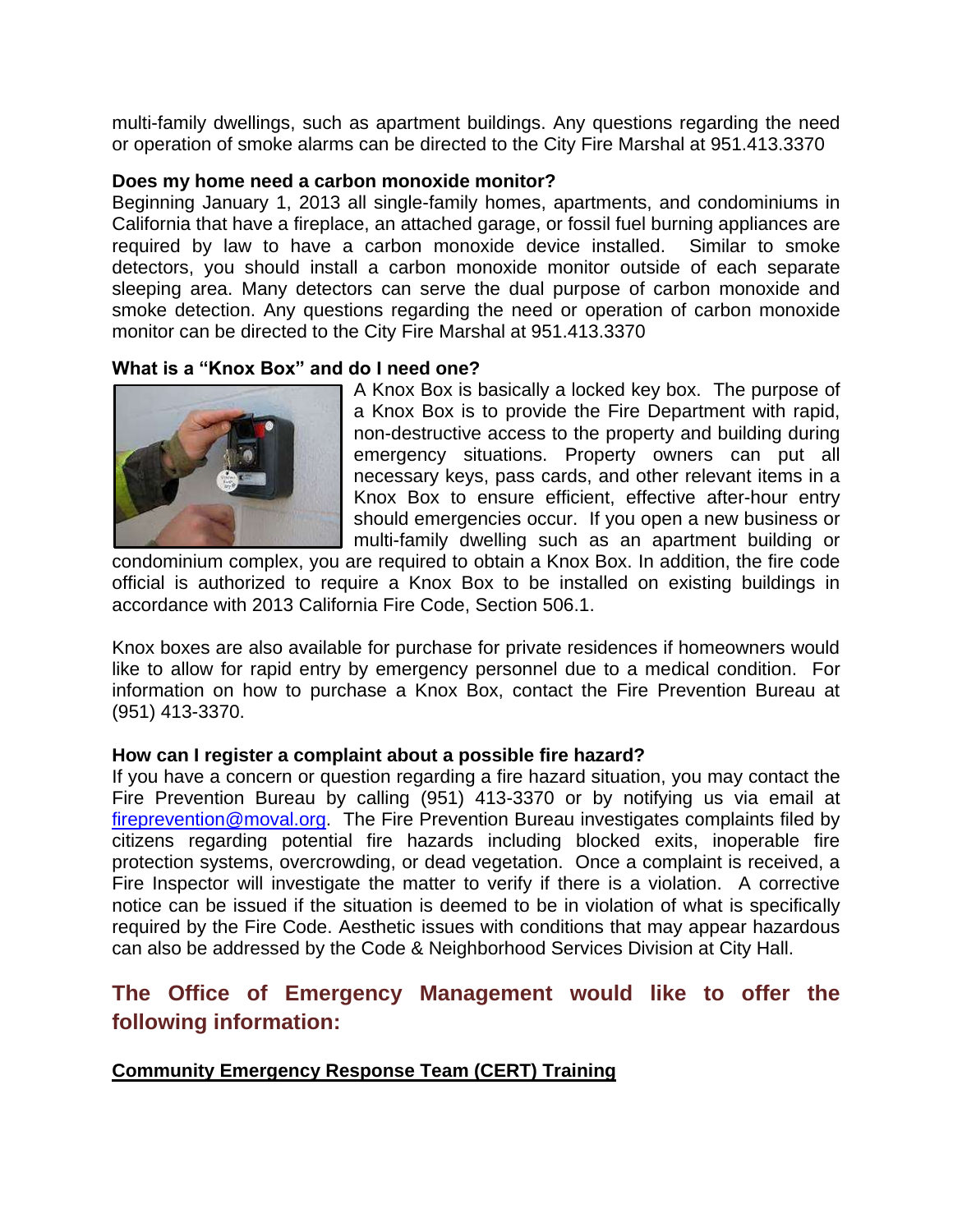multi-family dwellings, such as apartment buildings. Any questions regarding the need or operation of smoke alarms can be directed to the City Fire Marshal at 951.413.3370

**Does my home need a carbon monoxide monitor?**

Beginning January 1, 2013 all single-family homes, apartments, and condominiums in California that have a fireplace, an attached garage, or fossil fuel burning appliances are required by law to have a carbon monoxide device installed. Similar to smoke detectors, you should install a carbon monoxide monitor outside of each separate sleeping area. Many detectors can serve the dual purpose of carbon monoxide and smoke detection. Any questions regarding the need or operation of carbon monoxide monitor can be directed to the City Fire Marshal at 951.413.3370

**What is a "Knox Box" and do I need one?**

A Knox Box is basically a locked key box. The purpose of a Knox Box is to provide the Fire Department with rapid, non-destructive access to the property and building during emergency situations. Property owners can put all necessary keys, pass cards, and other relevant items in a Knox Box to ensure efficient, effective after-hour entry should emergencies occur. If you open a new business or multi-family dwelling such as an apartment building or condominium complex, you are required to obtain a Knox Box. In addition, the fire code official is authorized to require a Knox Box to be installed on existing buildings in accordance with 2013 California Fire Code, Section 506.1.

Knox boxes are also available for purchase for private residences if homeowners would like to allow for rapid entry by emergency personnel due to a medical condition. For information on how to purchase a Knox Box, contact the Fire Prevention Bureau at (951) 413-3370.

**How can I register a complaint about a possible fire hazard?**

If you have a concern or question regarding a fire hazard situation, you may contact the Fire Prevention Bureau by calling (951) 413-3370 or by notifying us via email at fireprevention@moval.org. The Fire Prevention Bureau investigates complaints filed by citizens regarding potential fire hazards including blocked exits, inoperable fire protection systems, overcrowding, or dead vegetation. Once a complaint is received, a Fire Inspector will investigate the matter to verify if there is a violation. A corrective notice can be issued if the situation is deemed to be in violation of what is specifically required by the Fire Code. Aesthetic issues with conditions that may appear hazardous can also be addressed by the Code & Neighborhood Services Division at City Hall.

## The Office of Emergency Management would like to offer the following information:

**Community Emergency Response Team (CERT) Training**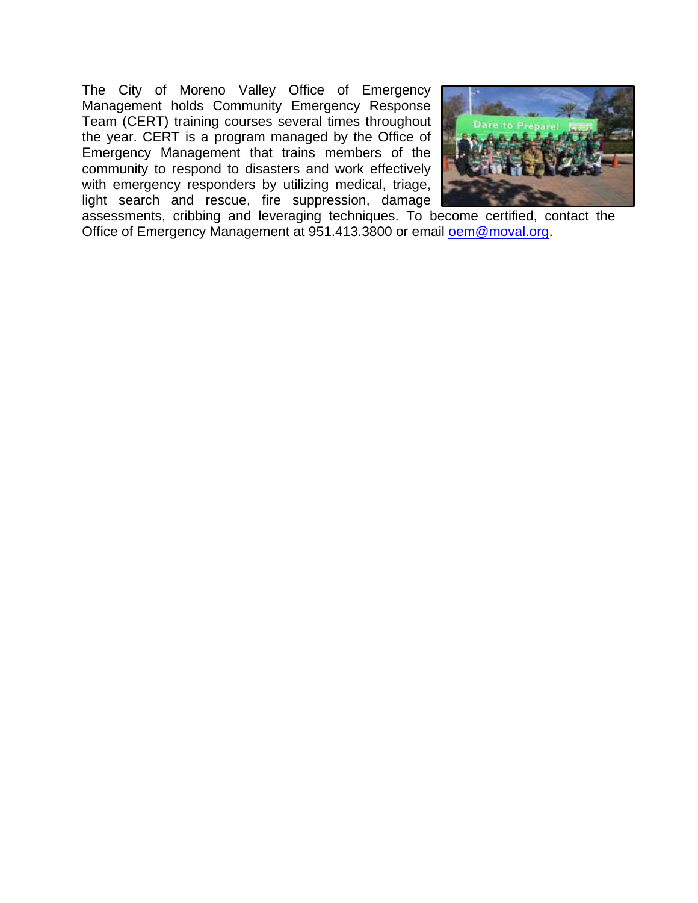The City of Moreno Valley Office of Emergency Management holds Community Emergency Response Team (CERT) training courses several times throughout the year. CERT is a program managed by the Office of Emergency Management that trains members of the community to respond to disasters and work effectively with emergency responders by utilizing medical, triage, light search and rescue, fire suppression, damage assessments, cribbing and leveraging techniques. To become certified, contact the Office of Emergency Management at 951.413.3800 or email oem@moval.org.